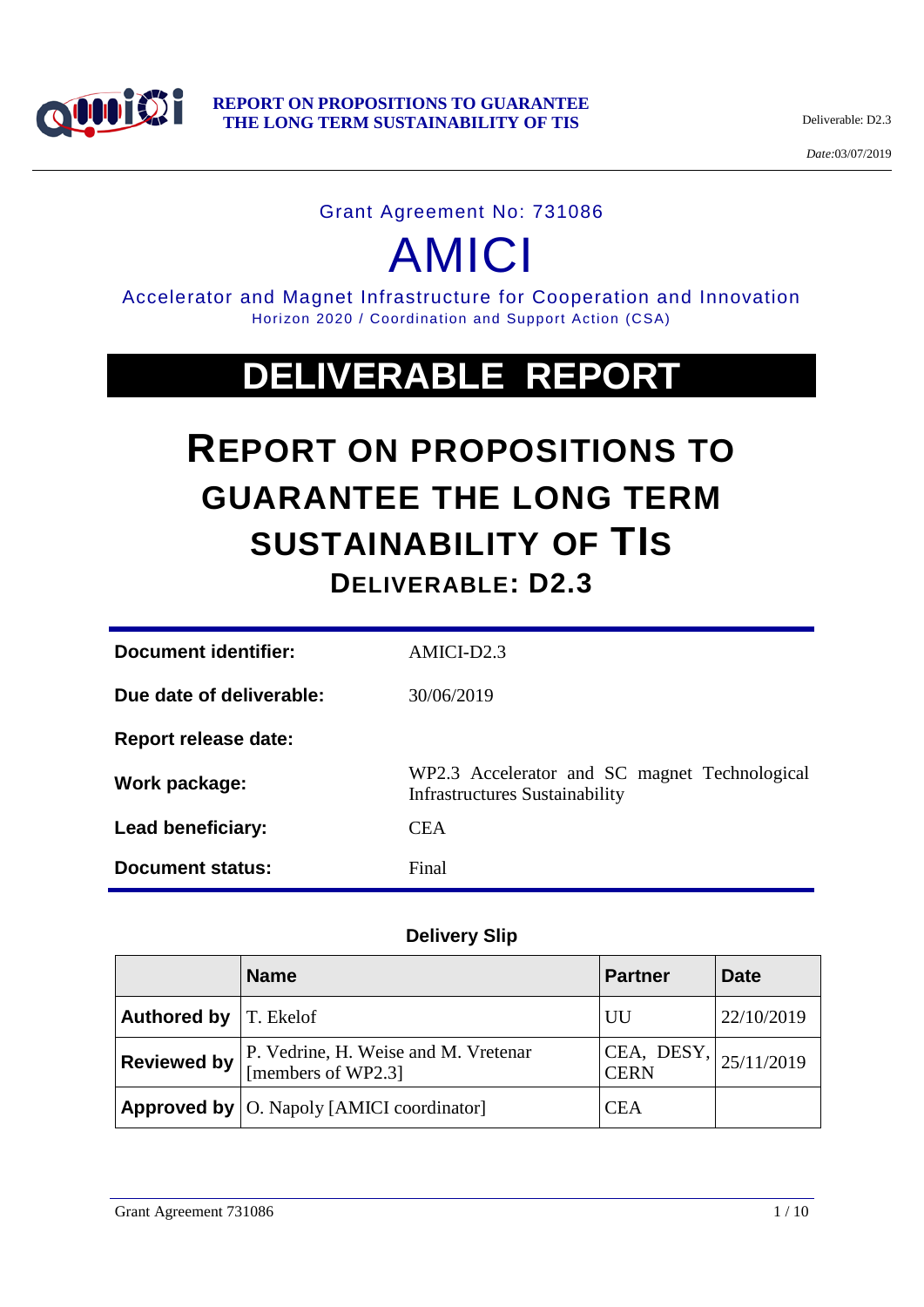Grant Agreement No: 731086

# AMICI

Accelerator and Magnet Infrastructure for Cooperation and Innovation
Horizon 2020 / Coordination and Support Action (CSA)

# DELIVERABLE REPORT

# REPORT ON PROPOSITIONS TO GUARANTEE THE LONG TERM SUSTAINABILITY OF TIS

## DELIVERABLE: D2.3

| | |
|---|---|
| **Document identifier:** | AMICI-D2.3 |
| **Due date of deliverable:** | 30/06/2019 |
| **Report release date:** | |
| **Work package:** | WP2.3 Accelerator and SC magnet Technological Infrastructures Sustainability |
| **Lead beneficiary:** | CEA |
| **Document status:** | Final |

**Delivery Slip**

| | Name | Partner | Date |
|---|---|---|---|
| **Authored by** | T. Ekelof | UU | 22/10/2019 |
| **Reviewed by** | P. Vedrine, H. Weise and M. Vretenar [members of WP2.3] | CEA, DESY, CERN | 25/11/2019 |
| **Approved by** | O. Napoly [AMICI coordinator] | CEA | |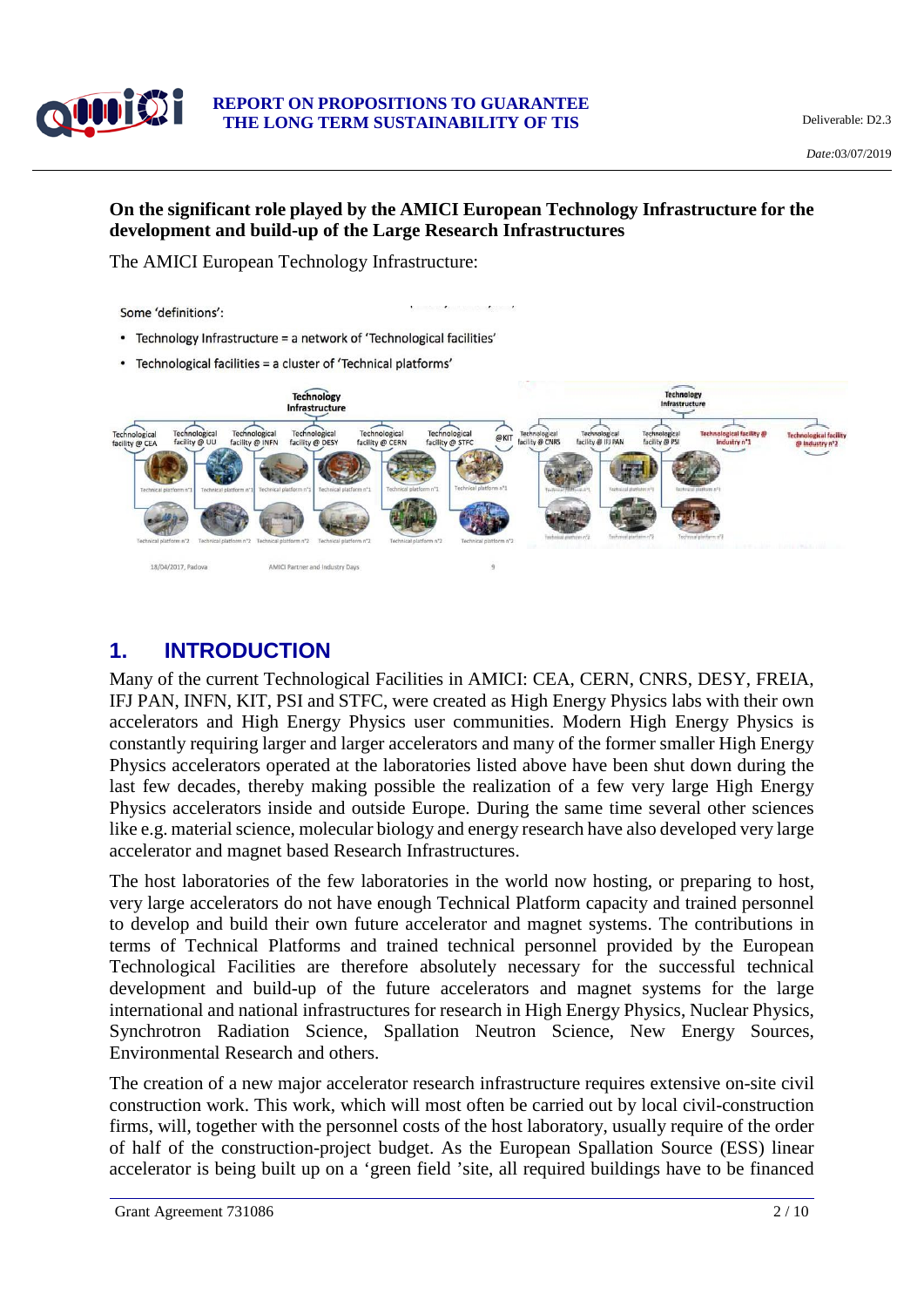**On the significant role played by the AMICI European Technology Infrastructure for the development and build-up of the Large Research Infrastructures**

The AMICI European Technology Infrastructure:

Some 'definitions':

- Technology Infrastructure = a network of 'Technological facilities'
- Technological facilities = a cluster of 'Technical platforms'

## 1. INTRODUCTION

Many of the current Technological Facilities in AMICI: CEA, CERN, CNRS, DESY, FREIA, IFJ PAN, INFN, KIT, PSI and STFC, were created as High Energy Physics labs with their own accelerators and High Energy Physics user communities. Modern High Energy Physics is constantly requiring larger and larger accelerators and many of the former smaller High Energy Physics accelerators operated at the laboratories listed above have been shut down during the last few decades, thereby making possible the realization of a few very large High Energy Physics accelerators inside and outside Europe. During the same time several other sciences like e.g. material science, molecular biology and energy research have also developed very large accelerator and magnet based Research Infrastructures.

The host laboratories of the few laboratories in the world now hosting, or preparing to host, very large accelerators do not have enough Technical Platform capacity and trained personnel to develop and build their own future accelerator and magnet systems. The contributions in terms of Technical Platforms and trained technical personnel provided by the European Technological Facilities are therefore absolutely necessary for the successful technical development and build-up of the future accelerators and magnet systems for the large international and national infrastructures for research in High Energy Physics, Nuclear Physics, Synchrotron Radiation Science, Spallation Neutron Science, New Energy Sources, Environmental Research and others.

The creation of a new major accelerator research infrastructure requires extensive on-site civil construction work. This work, which will most often be carried out by local civil-construction firms, will, together with the personnel costs of the host laboratory, usually require of the order of half of the construction-project budget. As the European Spallation Source (ESS) linear accelerator is being built up on a 'green field 'site, all required buildings have to be financed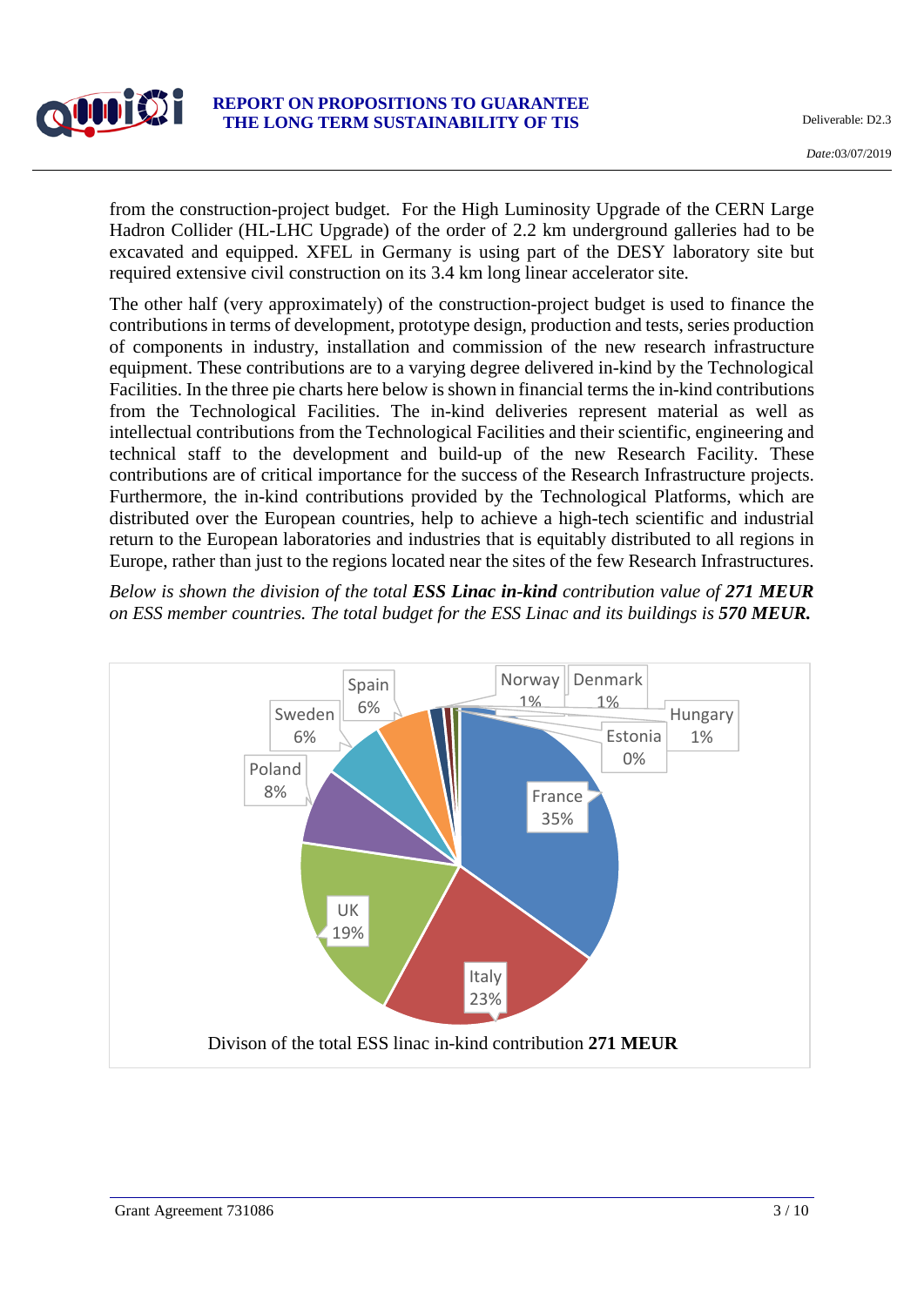from the construction-project budget. For the High Luminosity Upgrade of the CERN Large Hadron Collider (HL-LHC Upgrade) of the order of 2.2 km underground galleries had to be excavated and equipped. XFEL in Germany is using part of the DESY laboratory site but required extensive civil construction on its 3.4 km long linear accelerator site.

The other half (very approximately) of the construction-project budget is used to finance the contributions in terms of development, prototype design, production and tests, series production of components in industry, installation and commission of the new research infrastructure equipment. These contributions are to a varying degree delivered in-kind by the Technological Facilities. In the three pie charts here below is shown in financial terms the in-kind contributions from the Technological Facilities. The in-kind deliveries represent material as well as intellectual contributions from the Technological Facilities and their scientific, engineering and technical staff to the development and build-up of the new Research Facility. These contributions are of critical importance for the success of the Research Infrastructure projects. Furthermore, the in-kind contributions provided by the Technological Platforms, which are distributed over the European countries, help to achieve a high-tech scientific and industrial return to the European laboratories and industries that is equitably distributed to all regions in Europe, rather than just to the regions located near the sites of the few Research Infrastructures.

*Below is shown the division of the total **ESS Linac in-kind** contribution value of **271 MEUR** on ESS member countries. The total budget for the ESS Linac and its buildings is **570 MEUR.***

| Country | Share |
|---|---|
| France | 35% |
| Italy | 23% |
| UK | 19% |
| Poland | 8% |
| Sweden | 6% |
| Spain | 6% |
| Norway | 1% |
| Denmark | 1% |
| Hungary | 1% |
| Estonia | 0% |

Divison of the total ESS linac in-kind contribution **271 MEUR**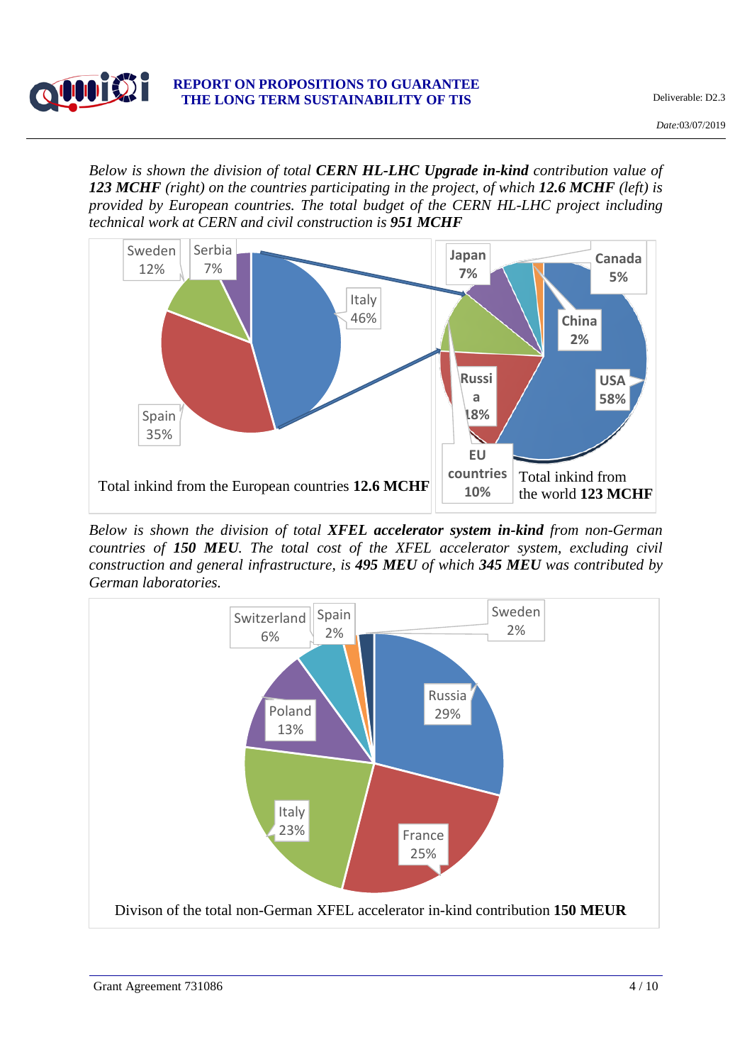*Below is shown the division of total **CERN HL-LHC Upgrade in-kind** contribution value of **123 MCHF** (right) on the countries participating in the project, of which **12.6 MCHF** (left) is provided by European countries. The total budget of the CERN HL-LHC project including technical work at CERN and civil construction is **951 MCHF***

Sweden 12%, Serbia 7%, Italy 46%, Spain 35%

Total inkind from the European countries **12.6 MCHF**

Japan 7%, Canada 5%, China 2%, USA 58%, Russia 18%, EU countries 10%

Total inkind from the world **123 MCHF**

*Below is shown the division of total **XFEL accelerator system in-kind** from non-German countries of **150 MEU**. The total cost of the XFEL accelerator system, excluding civil construction and general infrastructure, is **495 MEU** of which **345 MEU** was contributed by German laboratories.*

Switzerland 6%, Spain 2%, Sweden 2%, Russia 29%, Poland 13%, Italy 23%, France 25%

Divison of the total non-German XFEL accelerator in-kind contribution **150 MEUR**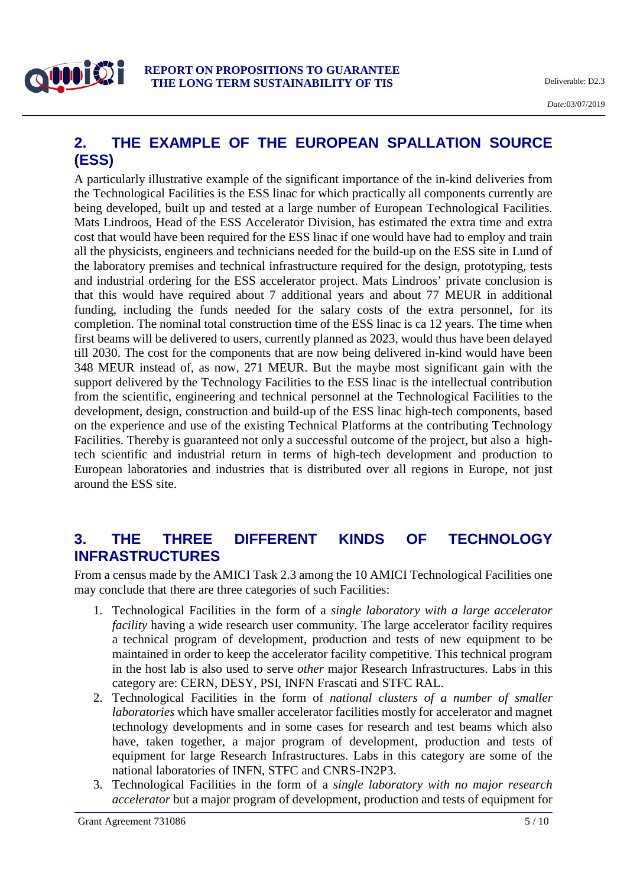## 2. THE EXAMPLE OF THE EUROPEAN SPALLATION SOURCE (ESS)

A particularly illustrative example of the significant importance of the in-kind deliveries from the Technological Facilities is the ESS linac for which practically all components currently are being developed, built up and tested at a large number of European Technological Facilities. Mats Lindroos, Head of the ESS Accelerator Division, has estimated the extra time and extra cost that would have been required for the ESS linac if one would have had to employ and train all the physicists, engineers and technicians needed for the build-up on the ESS site in Lund of the laboratory premises and technical infrastructure required for the design, prototyping, tests and industrial ordering for the ESS accelerator project. Mats Lindroos' private conclusion is that this would have required about 7 additional years and about 77 MEUR in additional funding, including the funds needed for the salary costs of the extra personnel, for its completion. The nominal total construction time of the ESS linac is ca 12 years. The time when first beams will be delivered to users, currently planned as 2023, would thus have been delayed till 2030. The cost for the components that are now being delivered in-kind would have been 348 MEUR instead of, as now, 271 MEUR. But the maybe most significant gain with the support delivered by the Technology Facilities to the ESS linac is the intellectual contribution from the scientific, engineering and technical personnel at the Technological Facilities to the development, design, construction and build-up of the ESS linac high-tech components, based on the experience and use of the existing Technical Platforms at the contributing Technology Facilities. Thereby is guaranteed not only a successful outcome of the project, but also a high-tech scientific and industrial return in terms of high-tech development and production to European laboratories and industries that is distributed over all regions in Europe, not just around the ESS site.

## 3. THE THREE DIFFERENT KINDS OF TECHNOLOGY INFRASTRUCTURES

From a census made by the AMICI Task 2.3 among the 10 AMICI Technological Facilities one may conclude that there are three categories of such Facilities:

1. Technological Facilities in the form of a *single laboratory with a large accelerator facility* having a wide research user community. The large accelerator facility requires a technical program of development, production and tests of new equipment to be maintained in order to keep the accelerator facility competitive. This technical program in the host lab is also used to serve *other* major Research Infrastructures. Labs in this category are: CERN, DESY, PSI, INFN Frascati and STFC RAL.
2. Technological Facilities in the form of *national clusters of a number of smaller laboratories* which have smaller accelerator facilities mostly for accelerator and magnet technology developments and in some cases for research and test beams which also have, taken together, a major program of development, production and tests of equipment for large Research Infrastructures. Labs in this category are some of the national laboratories of INFN, STFC and CNRS-IN2P3.
3. Technological Facilities in the form of a *single laboratory with no major research accelerator* but a major program of development, production and tests of equipment for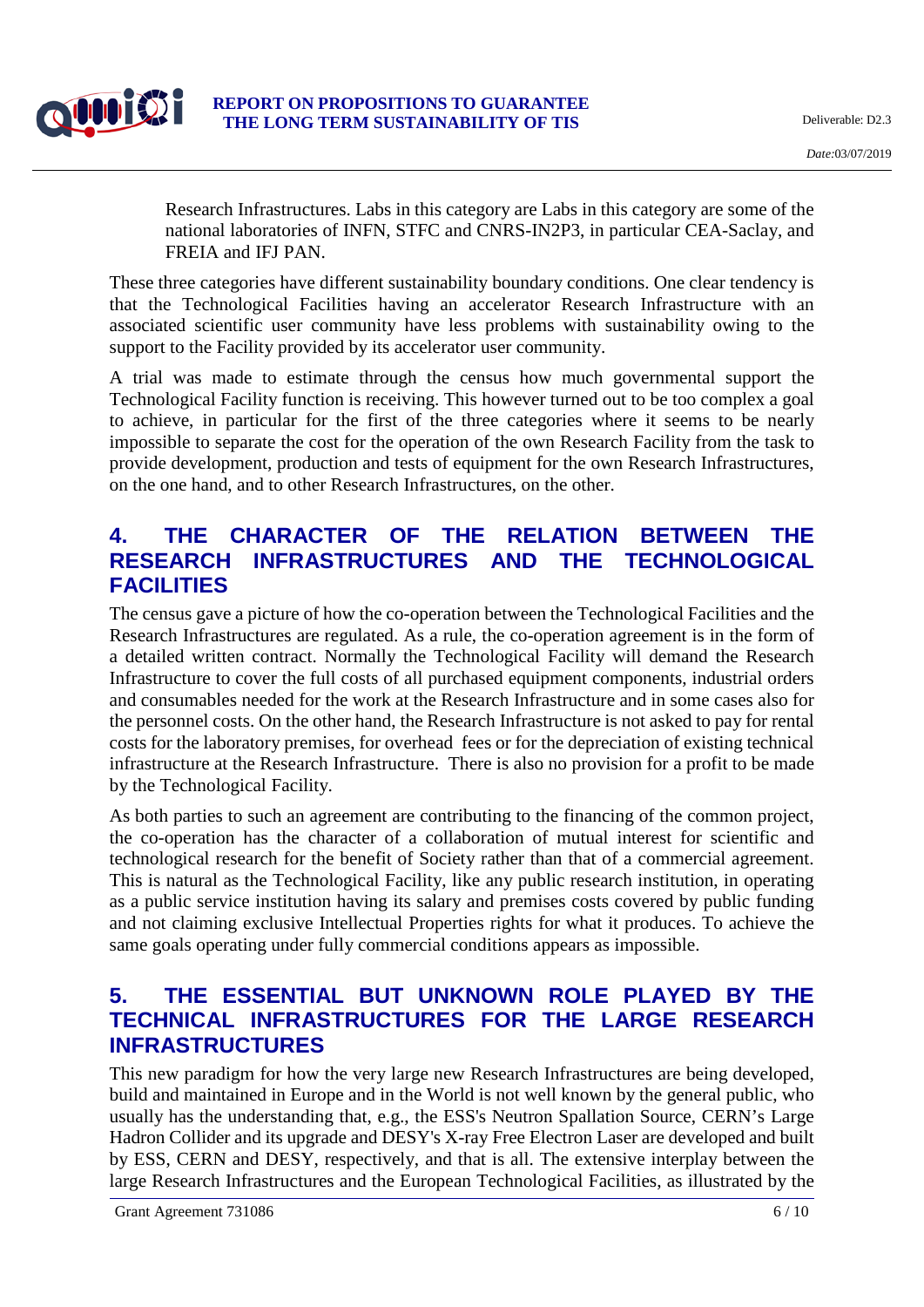Research Infrastructures. Labs in this category are Labs in this category are some of the national laboratories of INFN, STFC and CNRS-IN2P3, in particular CEA-Saclay, and FREIA and IFJ PAN.

These three categories have different sustainability boundary conditions. One clear tendency is that the Technological Facilities having an accelerator Research Infrastructure with an associated scientific user community have less problems with sustainability owing to the support to the Facility provided by its accelerator user community.

A trial was made to estimate through the census how much governmental support the Technological Facility function is receiving. This however turned out to be too complex a goal to achieve, in particular for the first of the three categories where it seems to be nearly impossible to separate the cost for the operation of the own Research Facility from the task to provide development, production and tests of equipment for the own Research Infrastructures, on the one hand, and to other Research Infrastructures, on the other.

# 4. THE CHARACTER OF THE RELATION BETWEEN THE RESEARCH INFRASTRUCTURES AND THE TECHNOLOGICAL FACILITIES

The census gave a picture of how the co-operation between the Technological Facilities and the Research Infrastructures are regulated. As a rule, the co-operation agreement is in the form of a detailed written contract. Normally the Technological Facility will demand the Research Infrastructure to cover the full costs of all purchased equipment components, industrial orders and consumables needed for the work at the Research Infrastructure and in some cases also for the personnel costs. On the other hand, the Research Infrastructure is not asked to pay for rental costs for the laboratory premises, for overhead fees or for the depreciation of existing technical infrastructure at the Research Infrastructure. There is also no provision for a profit to be made by the Technological Facility.

As both parties to such an agreement are contributing to the financing of the common project, the co-operation has the character of a collaboration of mutual interest for scientific and technological research for the benefit of Society rather than that of a commercial agreement. This is natural as the Technological Facility, like any public research institution, in operating as a public service institution having its salary and premises costs covered by public funding and not claiming exclusive Intellectual Properties rights for what it produces. To achieve the same goals operating under fully commercial conditions appears as impossible.

# 5. THE ESSENTIAL BUT UNKNOWN ROLE PLAYED BY THE TECHNICAL INFRASTRUCTURES FOR THE LARGE RESEARCH INFRASTRUCTURES

This new paradigm for how the very large new Research Infrastructures are being developed, build and maintained in Europe and in the World is not well known by the general public, who usually has the understanding that, e.g., the ESS's Neutron Spallation Source, CERN's Large Hadron Collider and its upgrade and DESY's X-ray Free Electron Laser are developed and built by ESS, CERN and DESY, respectively, and that is all. The extensive interplay between the large Research Infrastructures and the European Technological Facilities, as illustrated by the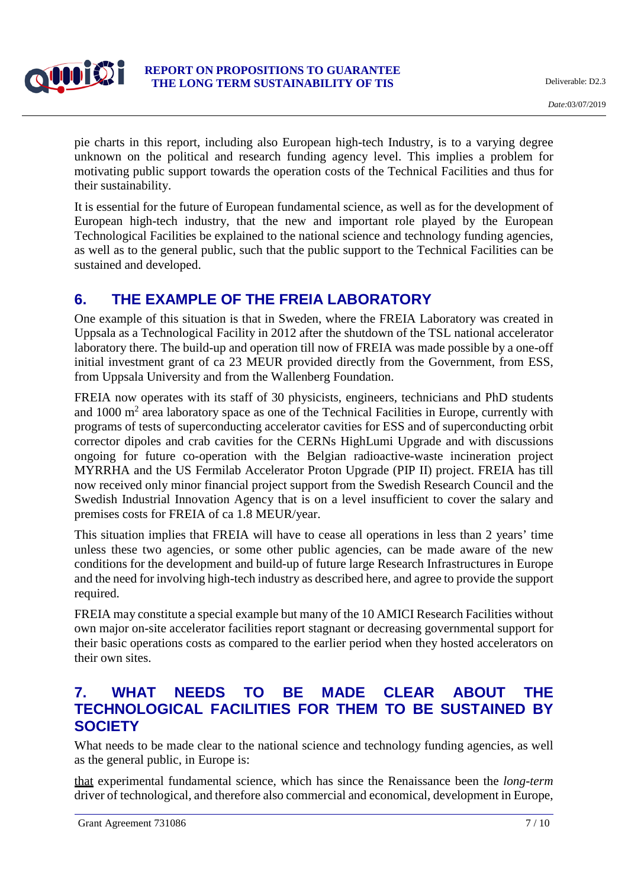pie charts in this report, including also European high-tech Industry, is to a varying degree unknown on the political and research funding agency level. This implies a problem for motivating public support towards the operation costs of the Technical Facilities and thus for their sustainability.

It is essential for the future of European fundamental science, as well as for the development of European high-tech industry, that the new and important role played by the European Technological Facilities be explained to the national science and technology funding agencies, as well as to the general public, such that the public support to the Technical Facilities can be sustained and developed.

## 6. THE EXAMPLE OF THE FREIA LABORATORY

One example of this situation is that in Sweden, where the FREIA Laboratory was created in Uppsala as a Technological Facility in 2012 after the shutdown of the TSL national accelerator laboratory there. The build-up and operation till now of FREIA was made possible by a one-off initial investment grant of ca 23 MEUR provided directly from the Government, from ESS, from Uppsala University and from the Wallenberg Foundation.

FREIA now operates with its staff of 30 physicists, engineers, technicians and PhD students and 1000 $m^2$ area laboratory space as one of the Technical Facilities in Europe, currently with programs of tests of superconducting accelerator cavities for ESS and of superconducting orbit corrector dipoles and crab cavities for the CERNs HighLumi Upgrade and with discussions ongoing for future co-operation with the Belgian radioactive-waste incineration project MYRRHA and the US Fermilab Accelerator Proton Upgrade (PIP II) project. FREIA has till now received only minor financial project support from the Swedish Research Council and the Swedish Industrial Innovation Agency that is on a level insufficient to cover the salary and premises costs for FREIA of ca 1.8 MEUR/year.

This situation implies that FREIA will have to cease all operations in less than 2 years' time unless these two agencies, or some other public agencies, can be made aware of the new conditions for the development and build-up of future large Research Infrastructures in Europe and the need for involving high-tech industry as described here, and agree to provide the support required.

FREIA may constitute a special example but many of the 10 AMICI Research Facilities without own major on-site accelerator facilities report stagnant or decreasing governmental support for their basic operations costs as compared to the earlier period when they hosted accelerators on their own sites.

## 7. WHAT NEEDS TO BE MADE CLEAR ABOUT THE TECHNOLOGICAL FACILITIES FOR THEM TO BE SUSTAINED BY SOCIETY

What needs to be made clear to the national science and technology funding agencies, as well as the general public, in Europe is:

that experimental fundamental science, which has since the Renaissance been the *long-term* driver of technological, and therefore also commercial and economical, development in Europe,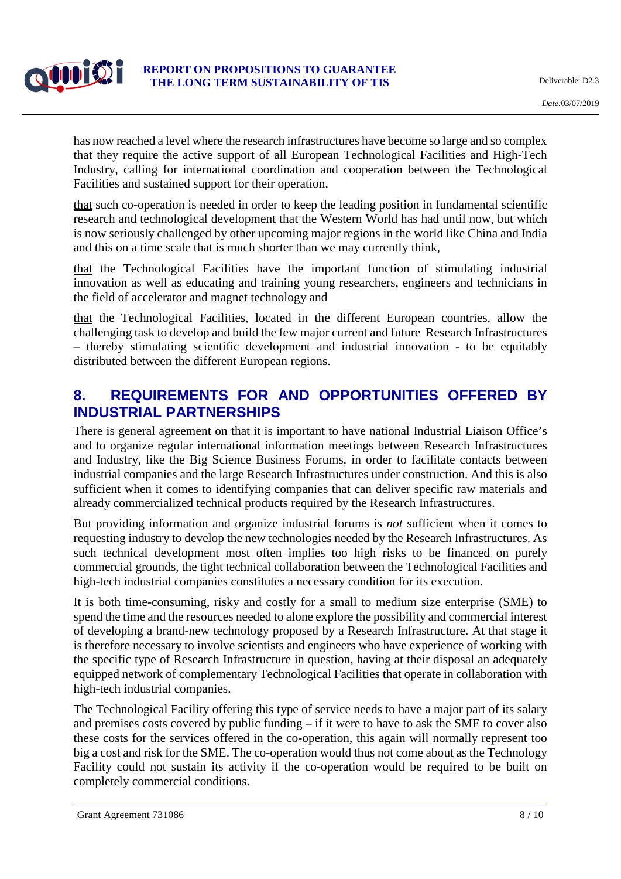has now reached a level where the research infrastructures have become so large and so complex that they require the active support of all European Technological Facilities and High-Tech Industry, calling for international coordination and cooperation between the Technological Facilities and sustained support for their operation,

<u>that</u> such co-operation is needed in order to keep the leading position in fundamental scientific research and technological development that the Western World has had until now, but which is now seriously challenged by other upcoming major regions in the world like China and India and this on a time scale that is much shorter than we may currently think,

<u>that</u> the Technological Facilities have the important function of stimulating industrial innovation as well as educating and training young researchers, engineers and technicians in the field of accelerator and magnet technology and

<u>that</u> the Technological Facilities, located in the different European countries, allow the challenging task to develop and build the few major current and future Research Infrastructures – thereby stimulating scientific development and industrial innovation - to be equitably distributed between the different European regions.

## 8. REQUIREMENTS FOR AND OPPORTUNITIES OFFERED BY INDUSTRIAL PARTNERSHIPS

There is general agreement on that it is important to have national Industrial Liaison Office's and to organize regular international information meetings between Research Infrastructures and Industry, like the Big Science Business Forums, in order to facilitate contacts between industrial companies and the large Research Infrastructures under construction. And this is also sufficient when it comes to identifying companies that can deliver specific raw materials and already commercialized technical products required by the Research Infrastructures.

But providing information and organize industrial forums is *not* sufficient when it comes to requesting industry to develop the new technologies needed by the Research Infrastructures. As such technical development most often implies too high risks to be financed on purely commercial grounds, the tight technical collaboration between the Technological Facilities and high-tech industrial companies constitutes a necessary condition for its execution.

It is both time-consuming, risky and costly for a small to medium size enterprise (SME) to spend the time and the resources needed to alone explore the possibility and commercial interest of developing a brand-new technology proposed by a Research Infrastructure. At that stage it is therefore necessary to involve scientists and engineers who have experience of working with the specific type of Research Infrastructure in question, having at their disposal an adequately equipped network of complementary Technological Facilities that operate in collaboration with high-tech industrial companies.

The Technological Facility offering this type of service needs to have a major part of its salary and premises costs covered by public funding – if it were to have to ask the SME to cover also these costs for the services offered in the co-operation, this again will normally represent too big a cost and risk for the SME. The co-operation would thus not come about as the Technology Facility could not sustain its activity if the co-operation would be required to be built on completely commercial conditions.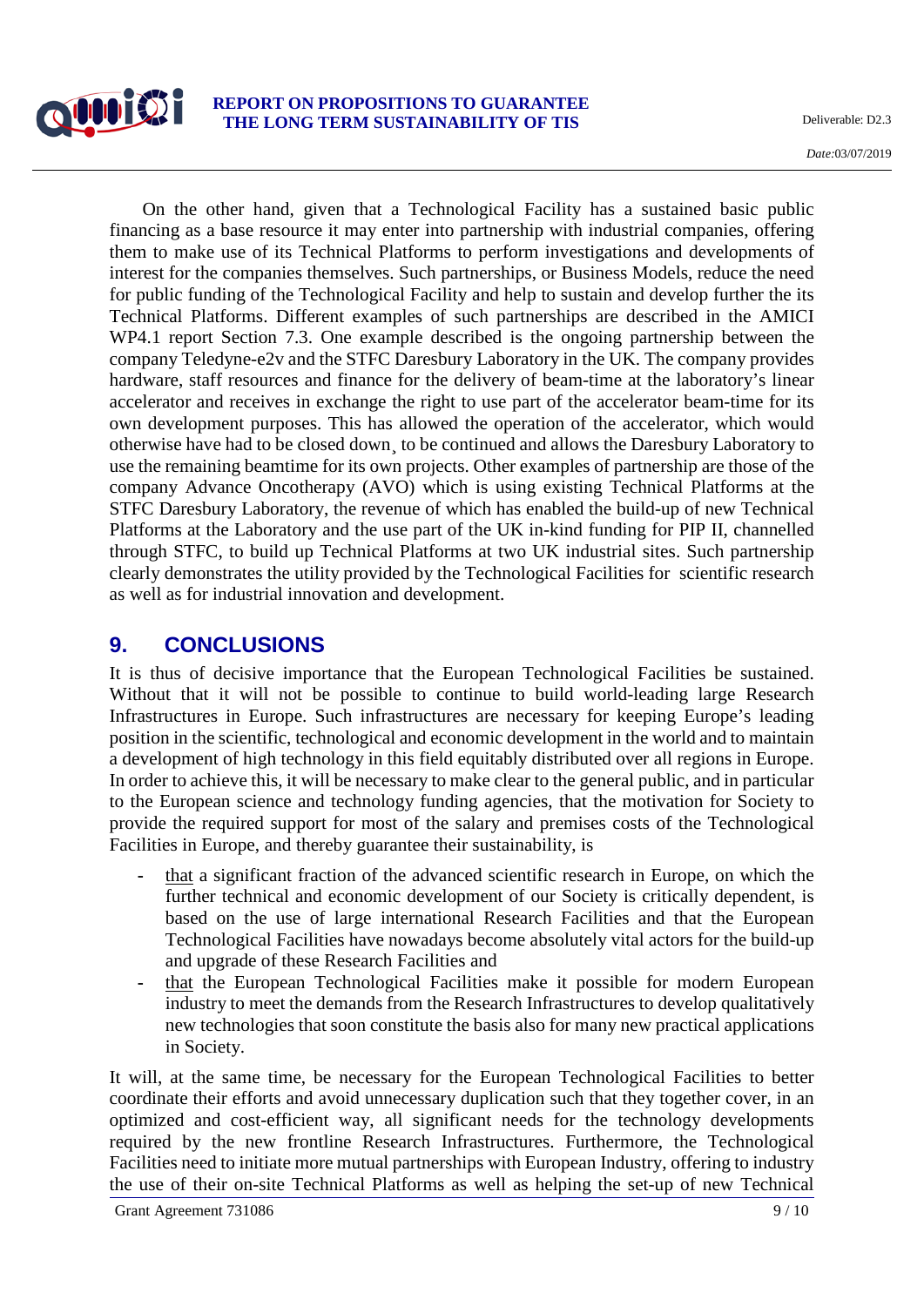On the other hand, given that a Technological Facility has a sustained basic public financing as a base resource it may enter into partnership with industrial companies, offering them to make use of its Technical Platforms to perform investigations and developments of interest for the companies themselves. Such partnerships, or Business Models, reduce the need for public funding of the Technological Facility and help to sustain and develop further the its Technical Platforms. Different examples of such partnerships are described in the AMICI WP4.1 report Section 7.3. One example described is the ongoing partnership between the company Teledyne-e2v and the STFC Daresbury Laboratory in the UK. The company provides hardware, staff resources and finance for the delivery of beam-time at the laboratory's linear accelerator and receives in exchange the right to use part of the accelerator beam-time for its own development purposes. This has allowed the operation of the accelerator, which would otherwise have had to be closed down¸ to be continued and allows the Daresbury Laboratory to use the remaining beamtime for its own projects. Other examples of partnership are those of the company Advance Oncotherapy (AVO) which is using existing Technical Platforms at the STFC Daresbury Laboratory, the revenue of which has enabled the build-up of new Technical Platforms at the Laboratory and the use part of the UK in-kind funding for PIP II, channelled through STFC, to build up Technical Platforms at two UK industrial sites. Such partnership clearly demonstrates the utility provided by the Technological Facilities for scientific research as well as for industrial innovation and development.

# 9. CONCLUSIONS

It is thus of decisive importance that the European Technological Facilities be sustained. Without that it will not be possible to continue to build world-leading large Research Infrastructures in Europe. Such infrastructures are necessary for keeping Europe's leading position in the scientific, technological and economic development in the world and to maintain a development of high technology in this field equitably distributed over all regions in Europe. In order to achieve this, it will be necessary to make clear to the general public, and in particular to the European science and technology funding agencies, that the motivation for Society to provide the required support for most of the salary and premises costs of the Technological Facilities in Europe, and thereby guarantee their sustainability, is

- that a significant fraction of the advanced scientific research in Europe, on which the further technical and economic development of our Society is critically dependent, is based on the use of large international Research Facilities and that the European Technological Facilities have nowadays become absolutely vital actors for the build-up and upgrade of these Research Facilities and
- that the European Technological Facilities make it possible for modern European industry to meet the demands from the Research Infrastructures to develop qualitatively new technologies that soon constitute the basis also for many new practical applications in Society.

It will, at the same time, be necessary for the European Technological Facilities to better coordinate their efforts and avoid unnecessary duplication such that they together cover, in an optimized and cost-efficient way, all significant needs for the technology developments required by the new frontline Research Infrastructures. Furthermore, the Technological Facilities need to initiate more mutual partnerships with European Industry, offering to industry the use of their on-site Technical Platforms as well as helping the set-up of new Technical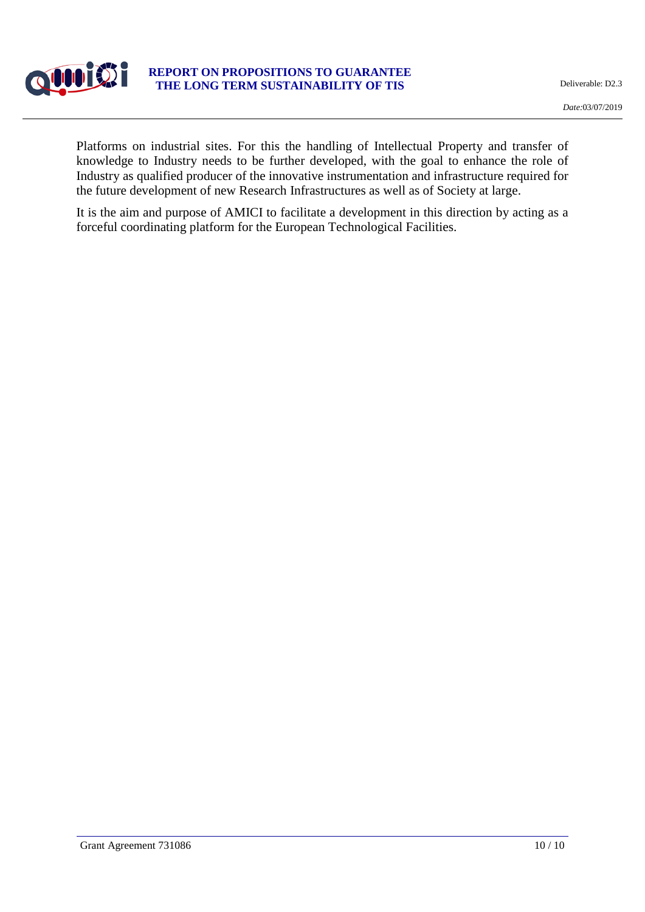Platforms on industrial sites. For this the handling of Intellectual Property and transfer of knowledge to Industry needs to be further developed, with the goal to enhance the role of Industry as qualified producer of the innovative instrumentation and infrastructure required for the future development of new Research Infrastructures as well as of Society at large.

It is the aim and purpose of AMICI to facilitate a development in this direction by acting as a forceful coordinating platform for the European Technological Facilities.